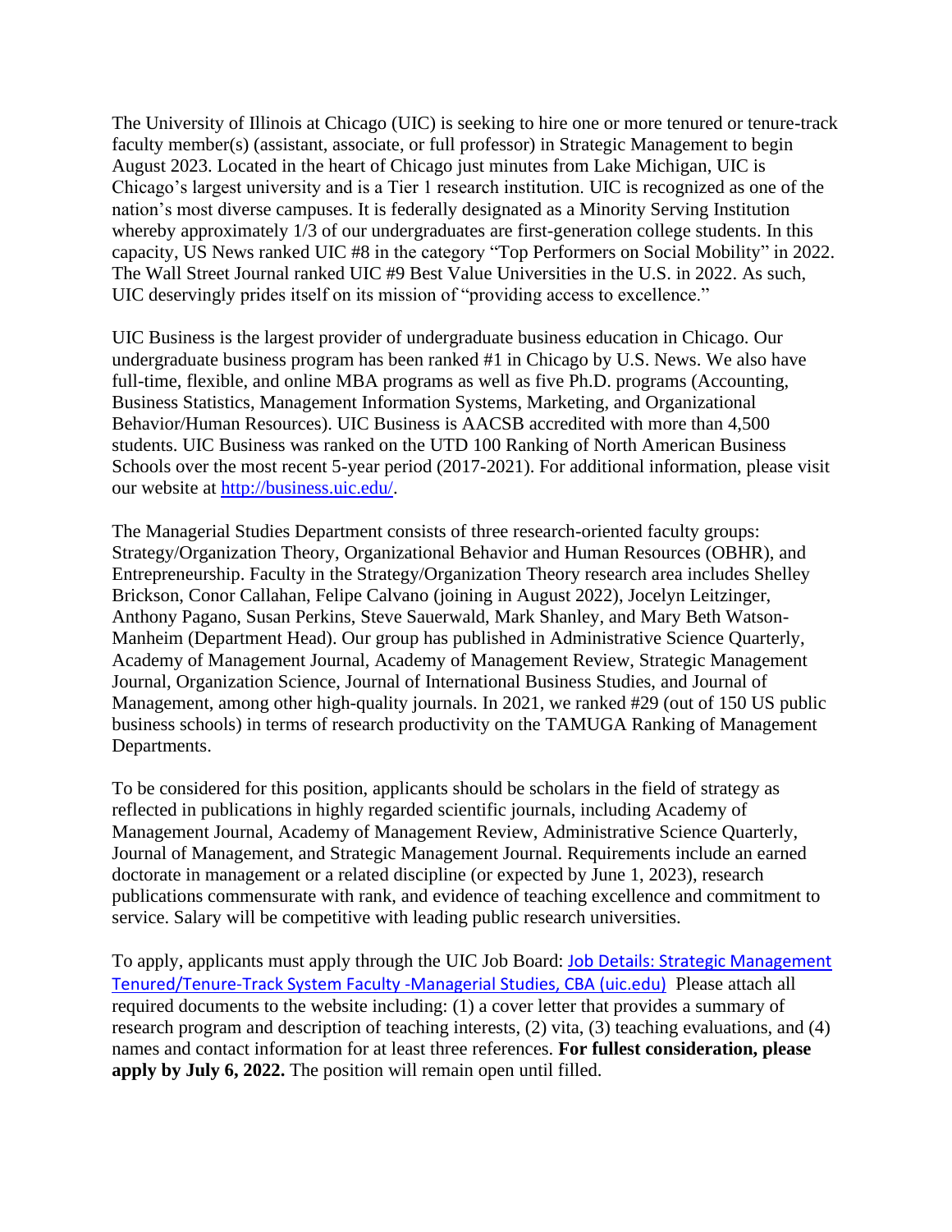The University of Illinois at Chicago (UIC) is seeking to hire one or more tenured or tenure-track faculty member(s) (assistant, associate, or full professor) in Strategic Management to begin August 2023. Located in the heart of Chicago just minutes from Lake Michigan, UIC is Chicago's largest university and is a Tier 1 research institution. UIC is recognized as one of the nation's most diverse campuses. It is federally designated as a Minority Serving Institution whereby approximately 1/3 of our undergraduates are first-generation college students. In this capacity, US News ranked UIC #8 in the category "Top Performers on Social Mobility" in 2022. The Wall Street Journal ranked UIC #9 Best Value Universities in the U.S. in 2022. As such, UIC deservingly prides itself on its mission of "providing access to excellence."

UIC Business is the largest provider of undergraduate business education in Chicago. Our undergraduate business program has been ranked #1 in Chicago by U.S. News. We also have full-time, flexible, and online MBA programs as well as five Ph.D. programs (Accounting, Business Statistics, Management Information Systems, Marketing, and Organizational Behavior/Human Resources). UIC Business is AACSB accredited with more than 4,500 students. UIC Business was ranked on the UTD 100 Ranking of North American Business Schools over the most recent 5-year period (2017-2021). For additional information, please visit our website at [http://business.uic.edu/](http://business.uic.edu/).

The Managerial Studies Department consists of three research-oriented faculty groups: Strategy/Organization Theory, Organizational Behavior and Human Resources (OBHR), and Entrepreneurship. Faculty in the Strategy/Organization Theory research area includes Shelley Brickson, Conor Callahan, Felipe Calvano (joining in August 2022), Jocelyn Leitzinger, Anthony Pagano, Susan Perkins, Steve Sauerwald, Mark Shanley, and Mary Beth Watson-Manheim (Department Head). Our group has published in Administrative Science Quarterly, Academy of Management Journal, Academy of Management Review, Strategic Management Journal, Organization Science, Journal of International Business Studies, and Journal of Management, among other high-quality journals. In 2021, we ranked #29 (out of 150 US public business schools) in terms of research productivity on the TAMUGA Ranking of Management Departments.

To be considered for this position, applicants should be scholars in the field of strategy as reflected in publications in highly regarded scientific journals, including Academy of Management Journal, Academy of Management Review, Administrative Science Quarterly, Journal of Management, and Strategic Management Journal. Requirements include an earned doctorate in management or a related discipline (or expected by June 1, 2023), research publications commensurate with rank, and evidence of teaching excellence and commitment to service. Salary will be competitive with leading public research universities.

To apply, applicants must apply through the UIC Job Board: Job Details: Strategic Management Tenured/Tenure-Track System Faculty -Managerial Studies, CBA (uic.edu) Please attach all required documents to the website including: (1) a cover letter that provides a summary of research program and description of teaching interests, (2) vita, (3) teaching evaluations, and (4) names and contact information for at least three references. **For fullest consideration, please apply by July 6, 2022.** The position will remain open until filled.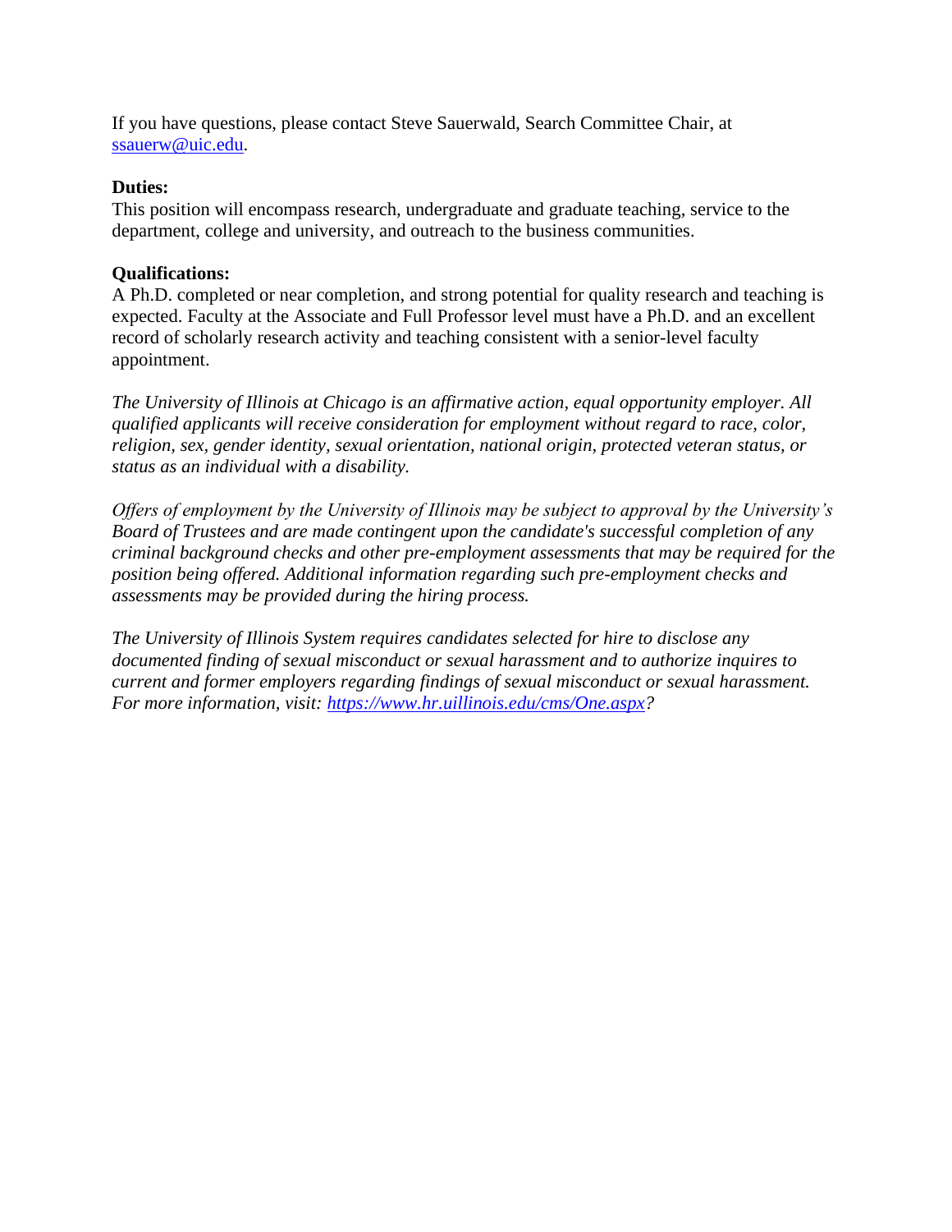If you have questions, please contact Steve Sauerwald, Search Committee Chair, at [ssauerw@uic.edu](mailto:ssauerw@uic.edu).

**Duties:**
This position will encompass research, undergraduate and graduate teaching, service to the department, college and university, and outreach to the business communities.

**Qualifications:**
A Ph.D. completed or near completion, and strong potential for quality research and teaching is expected. Faculty at the Associate and Full Professor level must have a Ph.D. and an excellent record of scholarly research activity and teaching consistent with a senior-level faculty appointment.

*The University of Illinois at Chicago is an affirmative action, equal opportunity employer. All qualified applicants will receive consideration for employment without regard to race, color, religion, sex, gender identity, sexual orientation, national origin, protected veteran status, or status as an individual with a disability.*

*Offers of employment by the University of Illinois may be subject to approval by the University's Board of Trustees and are made contingent upon the candidate's successful completion of any criminal background checks and other pre-employment assessments that may be required for the position being offered. Additional information regarding such pre-employment checks and assessments may be provided during the hiring process.*

*The University of Illinois System requires candidates selected for hire to disclose any documented finding of sexual misconduct or sexual harassment and to authorize inquires to current and former employers regarding findings of sexual misconduct or sexual harassment. For more information, visit: [https://www.hr.uillinois.edu/cms/One.aspx](https://www.hr.uillinois.edu/cms/One.aspx)?*